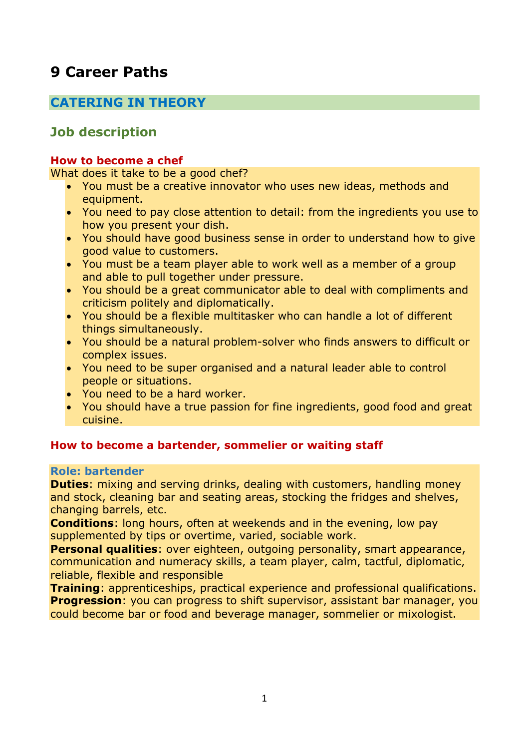# 9 Career Paths

## CATERING IN THEORY

### Job description

#### How to become a chef

What does it take to be a good chef?

- You must be a creative innovator who uses new ideas, methods and equipment.
- You need to pay close attention to detail: from the ingredients you use to how you present your dish.
- You should have good business sense in order to understand how to give good value to customers.
- You must be a team player able to work well as a member of a group and able to pull together under pressure.
- You should be a great communicator able to deal with compliments and criticism politely and diplomatically.
- You should be a flexible multitasker who can handle a lot of different things simultaneously.
- You should be a natural problem-solver who finds answers to difficult or complex issues.
- You need to be super organised and a natural leader able to control people or situations.
- You need to be a hard worker.
- You should have a true passion for fine ingredients, good food and great cuisine.

#### How to become a bartender, sommelier or waiting staff

**Role: bartender**

**Duties**: mixing and serving drinks, dealing with customers, handling money and stock, cleaning bar and seating areas, stocking the fridges and shelves, changing barrels, etc.

**Conditions**: long hours, often at weekends and in the evening, low pay supplemented by tips or overtime, varied, sociable work.

**Personal qualities**: over eighteen, outgoing personality, smart appearance, communication and numeracy skills, a team player, calm, tactful, diplomatic, reliable, flexible and responsible

**Training**: apprenticeships, practical experience and professional qualifications.

**Progression**: you can progress to shift supervisor, assistant bar manager, you could become bar or food and beverage manager, sommelier or mixologist.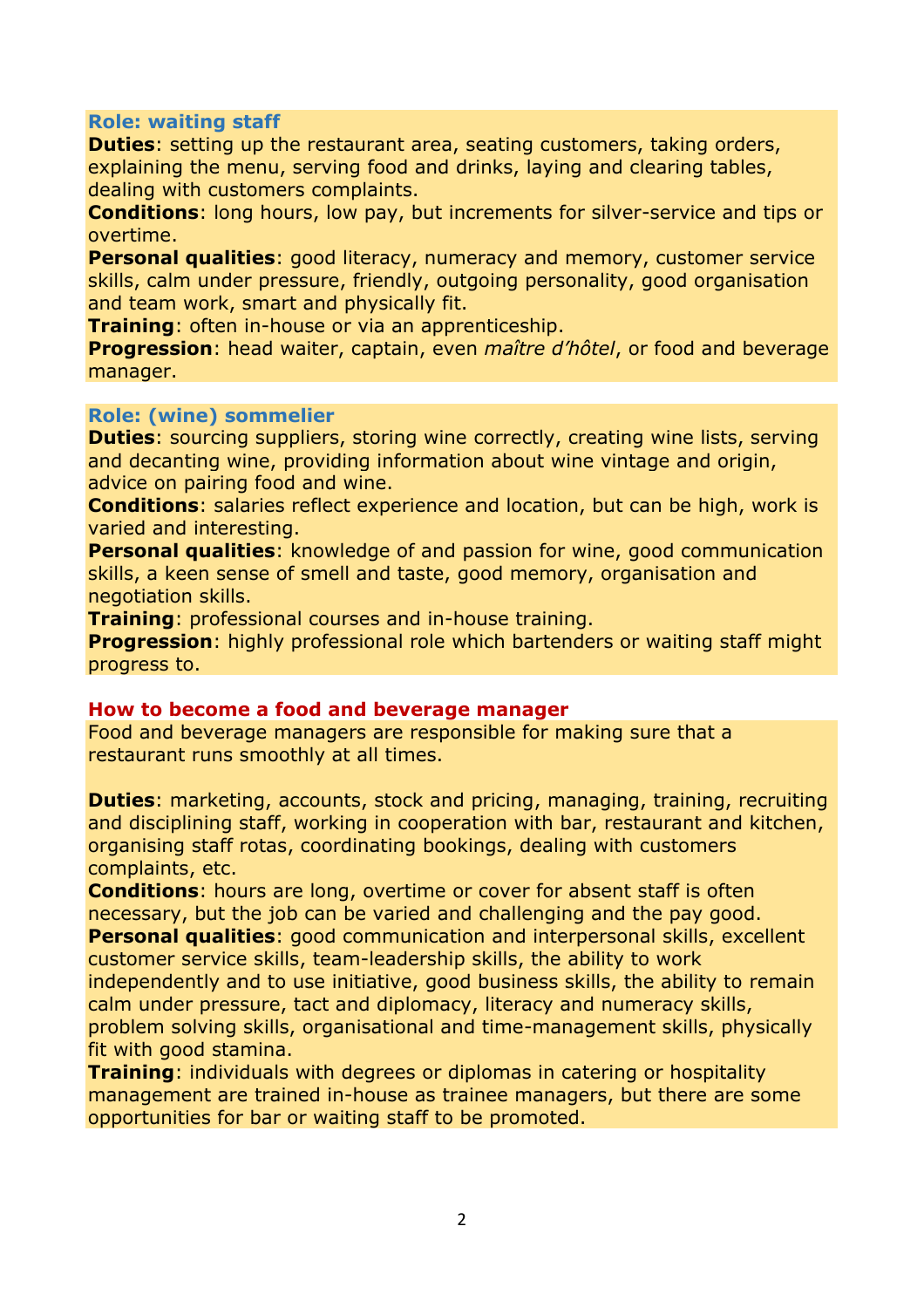### Role: waiting staff

**Duties**: setting up the restaurant area, seating customers, taking orders, explaining the menu, serving food and drinks, laying and clearing tables, dealing with customers complaints.
**Conditions**: long hours, low pay, but increments for silver-service and tips or overtime.
**Personal qualities**: good literacy, numeracy and memory, customer service skills, calm under pressure, friendly, outgoing personality, good organisation and team work, smart and physically fit.
**Training**: often in-house or via an apprenticeship.
**Progression**: head waiter, captain, even *maître d'hôtel*, or food and beverage manager.

### Role: (wine) sommelier

**Duties**: sourcing suppliers, storing wine correctly, creating wine lists, serving and decanting wine, providing information about wine vintage and origin, advice on pairing food and wine.
**Conditions**: salaries reflect experience and location, but can be high, work is varied and interesting.
**Personal qualities**: knowledge of and passion for wine, good communication skills, a keen sense of smell and taste, good memory, organisation and negotiation skills.
**Training**: professional courses and in-house training.
**Progression**: highly professional role which bartenders or waiting staff might progress to.

### How to become a food and beverage manager

Food and beverage managers are responsible for making sure that a restaurant runs smoothly at all times.

**Duties**: marketing, accounts, stock and pricing, managing, training, recruiting and disciplining staff, working in cooperation with bar, restaurant and kitchen, organising staff rotas, coordinating bookings, dealing with customers complaints, etc.
**Conditions**: hours are long, overtime or cover for absent staff is often necessary, but the job can be varied and challenging and the pay good.
**Personal qualities**: good communication and interpersonal skills, excellent customer service skills, team-leadership skills, the ability to work independently and to use initiative, good business skills, the ability to remain calm under pressure, tact and diplomacy, literacy and numeracy skills, problem solving skills, organisational and time-management skills, physically fit with good stamina.
**Training**: individuals with degrees or diplomas in catering or hospitality management are trained in-house as trainee managers, but there are some opportunities for bar or waiting staff to be promoted.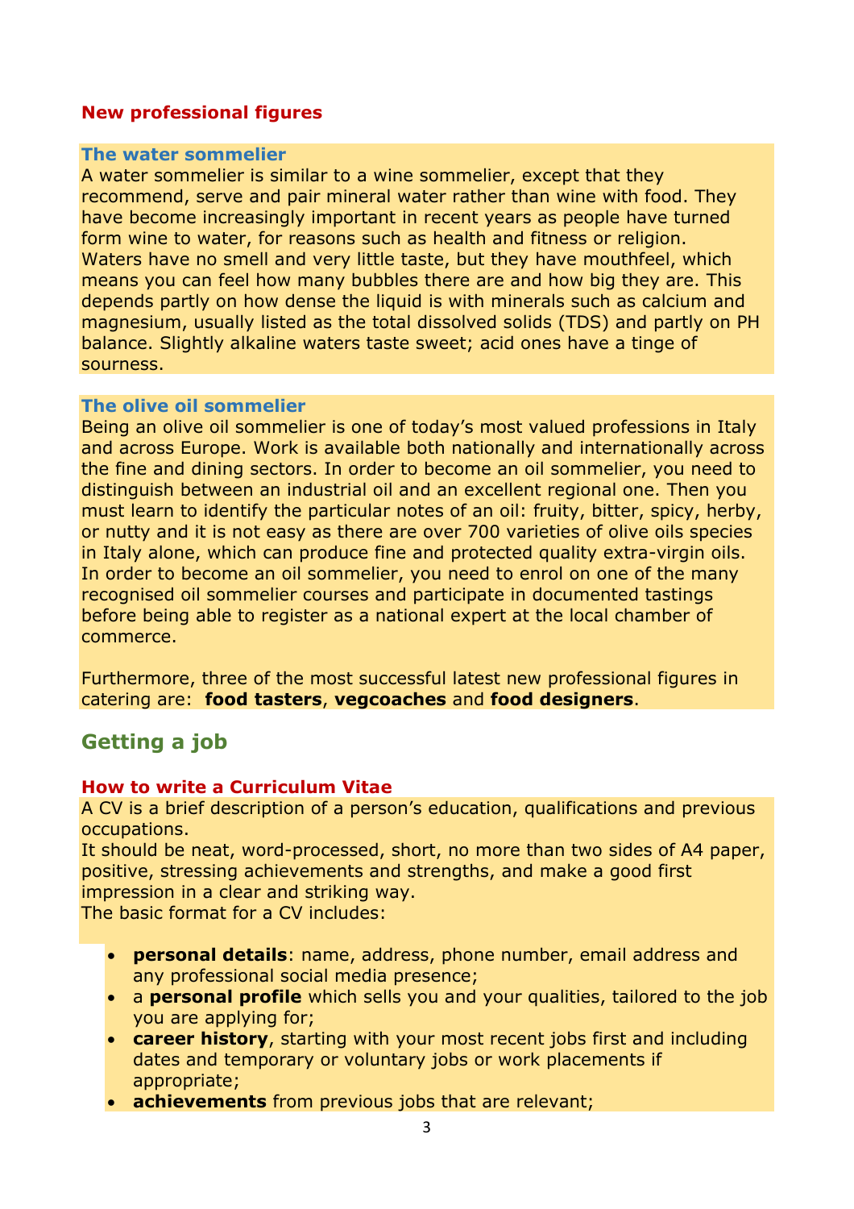### New professional figures

#### The water sommelier

A water sommelier is similar to a wine sommelier, except that they recommend, serve and pair mineral water rather than wine with food. They have become increasingly important in recent years as people have turned form wine to water, for reasons such as health and fitness or religion. Waters have no smell and very little taste, but they have mouthfeel, which means you can feel how many bubbles there are and how big they are. This depends partly on how dense the liquid is with minerals such as calcium and magnesium, usually listed as the total dissolved solids (TDS) and partly on PH balance. Slightly alkaline waters taste sweet; acid ones have a tinge of sourness.

#### The olive oil sommelier

Being an olive oil sommelier is one of today's most valued professions in Italy and across Europe. Work is available both nationally and internationally across the fine and dining sectors. In order to become an oil sommelier, you need to distinguish between an industrial oil and an excellent regional one. Then you must learn to identify the particular notes of an oil: fruity, bitter, spicy, herby, or nutty and it is not easy as there are over 700 varieties of olive oils species in Italy alone, which can produce fine and protected quality extra-virgin oils. In order to become an oil sommelier, you need to enrol on one of the many recognised oil sommelier courses and participate in documented tastings before being able to register as a national expert at the local chamber of commerce.

Furthermore, three of the most successful latest new professional figures in catering are: **food tasters**, **vegcoaches** and **food designers**.

## Getting a job

### How to write a Curriculum Vitae

A CV is a brief description of a person's education, qualifications and previous occupations.
It should be neat, word-processed, short, no more than two sides of A4 paper, positive, stressing achievements and strengths, and make a good first impression in a clear and striking way.
The basic format for a CV includes:

- **personal details**: name, address, phone number, email address and any professional social media presence;
- a **personal profile** which sells you and your qualities, tailored to the job you are applying for;
- **career history**, starting with your most recent jobs first and including dates and temporary or voluntary jobs or work placements if appropriate;
- **achievements** from previous jobs that are relevant;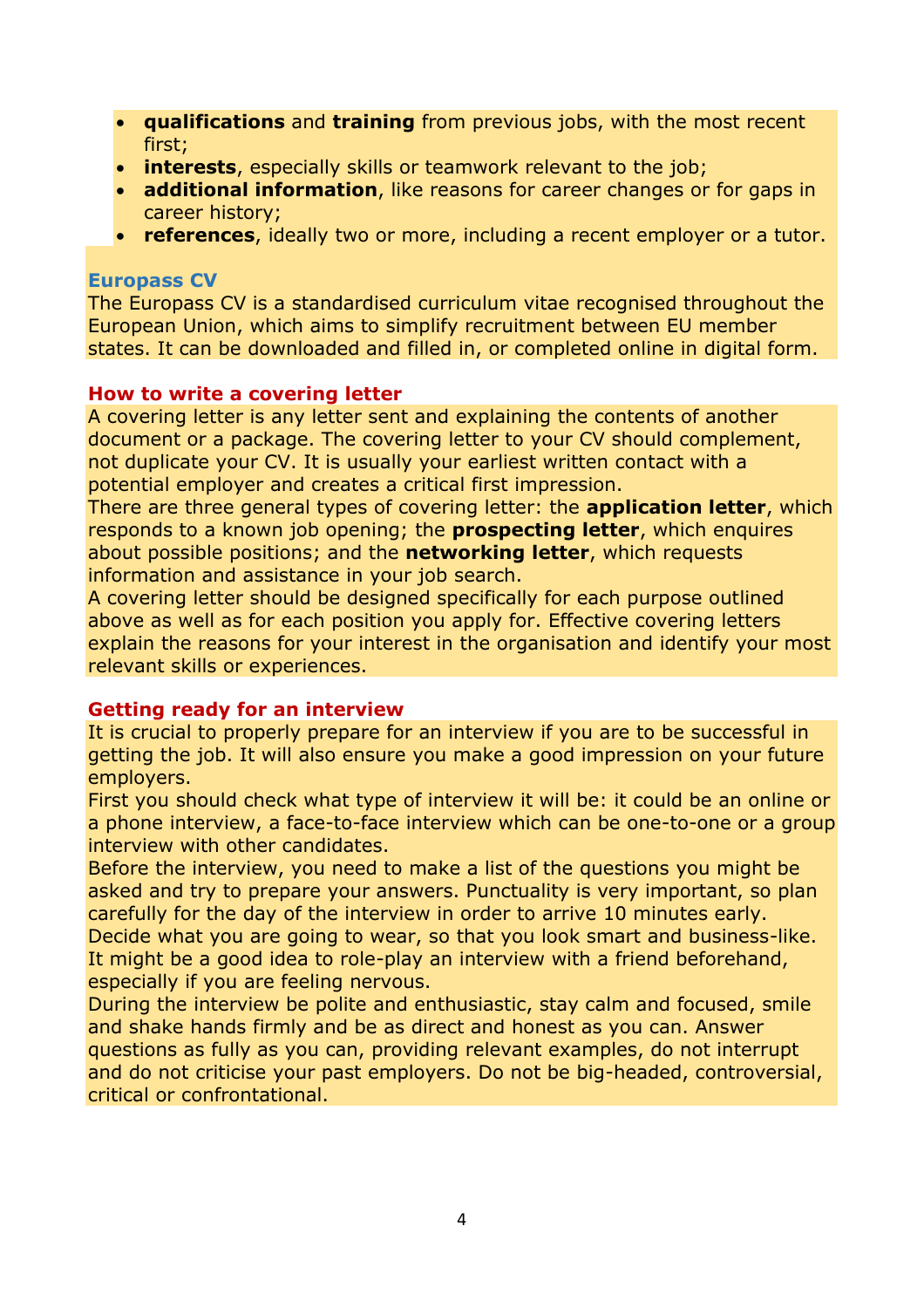- **qualifications** and **training** from previous jobs, with the most recent first;
- **interests**, especially skills or teamwork relevant to the job;
- **additional information**, like reasons for career changes or for gaps in career history;
- **references**, ideally two or more, including a recent employer or a tutor.

### Europass CV

The Europass CV is a standardised curriculum vitae recognised throughout the European Union, which aims to simplify recruitment between EU member states. It can be downloaded and filled in, or completed online in digital form.

### How to write a covering letter

A covering letter is any letter sent and explaining the contents of another document or a package. The covering letter to your CV should complement, not duplicate your CV. It is usually your earliest written contact with a potential employer and creates a critical first impression.

There are three general types of covering letter: the **application letter**, which responds to a known job opening; the **prospecting letter**, which enquires about possible positions; and the **networking letter**, which requests information and assistance in your job search.

A covering letter should be designed specifically for each purpose outlined above as well as for each position you apply for. Effective covering letters explain the reasons for your interest in the organisation and identify your most relevant skills or experiences.

### Getting ready for an interview

It is crucial to properly prepare for an interview if you are to be successful in getting the job. It will also ensure you make a good impression on your future employers.

First you should check what type of interview it will be: it could be an online or a phone interview, a face-to-face interview which can be one-to-one or a group interview with other candidates.

Before the interview, you need to make a list of the questions you might be asked and try to prepare your answers. Punctuality is very important, so plan carefully for the day of the interview in order to arrive 10 minutes early. Decide what you are going to wear, so that you look smart and business-like. It might be a good idea to role-play an interview with a friend beforehand, especially if you are feeling nervous.

During the interview be polite and enthusiastic, stay calm and focused, smile and shake hands firmly and be as direct and honest as you can. Answer questions as fully as you can, providing relevant examples, do not interrupt and do not criticise your past employers. Do not be big-headed, controversial, critical or confrontational.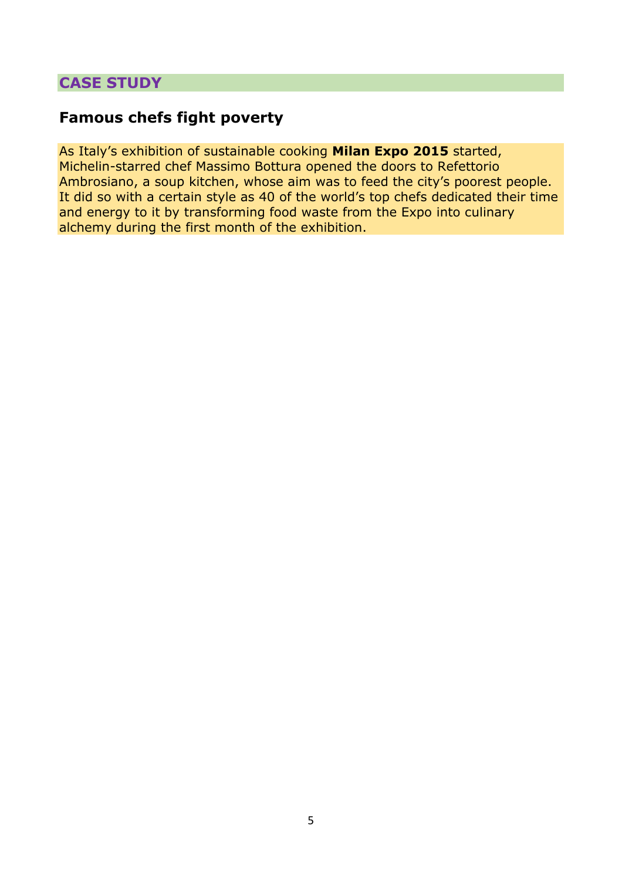## CASE STUDY

### Famous chefs fight poverty

As Italy's exhibition of sustainable cooking **Milan Expo 2015** started, Michelin-starred chef Massimo Bottura opened the doors to Refettorio Ambrosiano, a soup kitchen, whose aim was to feed the city's poorest people. It did so with a certain style as 40 of the world's top chefs dedicated their time and energy to it by transforming food waste from the Expo into culinary alchemy during the first month of the exhibition.